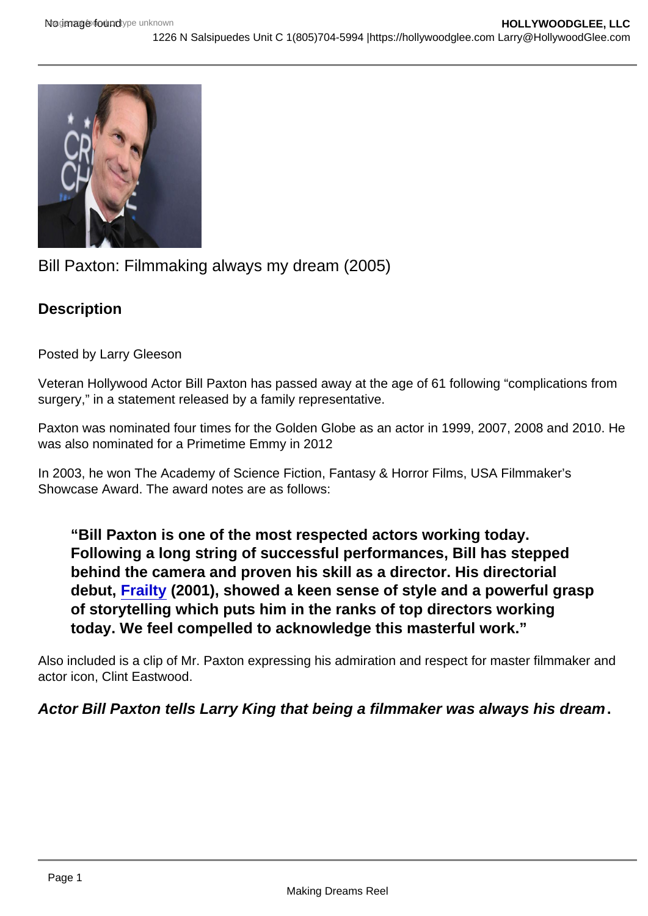Bill Paxton: Filmmaking always my dream (2005)

## Description

Posted by Larry Gleeson

Veteran Hollywood Actor Bill Paxton has passed away at the age of 61 following "complications from surgery," in a statement released by a family representative.

Paxton was nominated four times for the Golden Globe as an actor in 1999, 2007, 2008 and 2010. He was also nominated for a Primetime Emmy in 2012

In 2003, he won The Academy of Science Fiction, Fantasy & Horror Films, USA Filmmaker's Showcase Award. The award notes are as follows:

> **"Bill Paxton is one of the most respected actors working today. Following a long string of successful performances, Bill has stepped behind the camera and proven his skill as a director. His directorial debut, Frailty (2001), showed a keen sense of style and a powerful grasp of storytelling which puts him in the ranks of top directors working today. We feel compelled to acknowledge this masterful work."**

Also included is a clip of Mr. Paxton expressing his admiration and respect for master filmmaker and actor icon, Clint Eastwood.

***Actor Bill Paxton tells Larry King that being a filmmaker was always his dream.***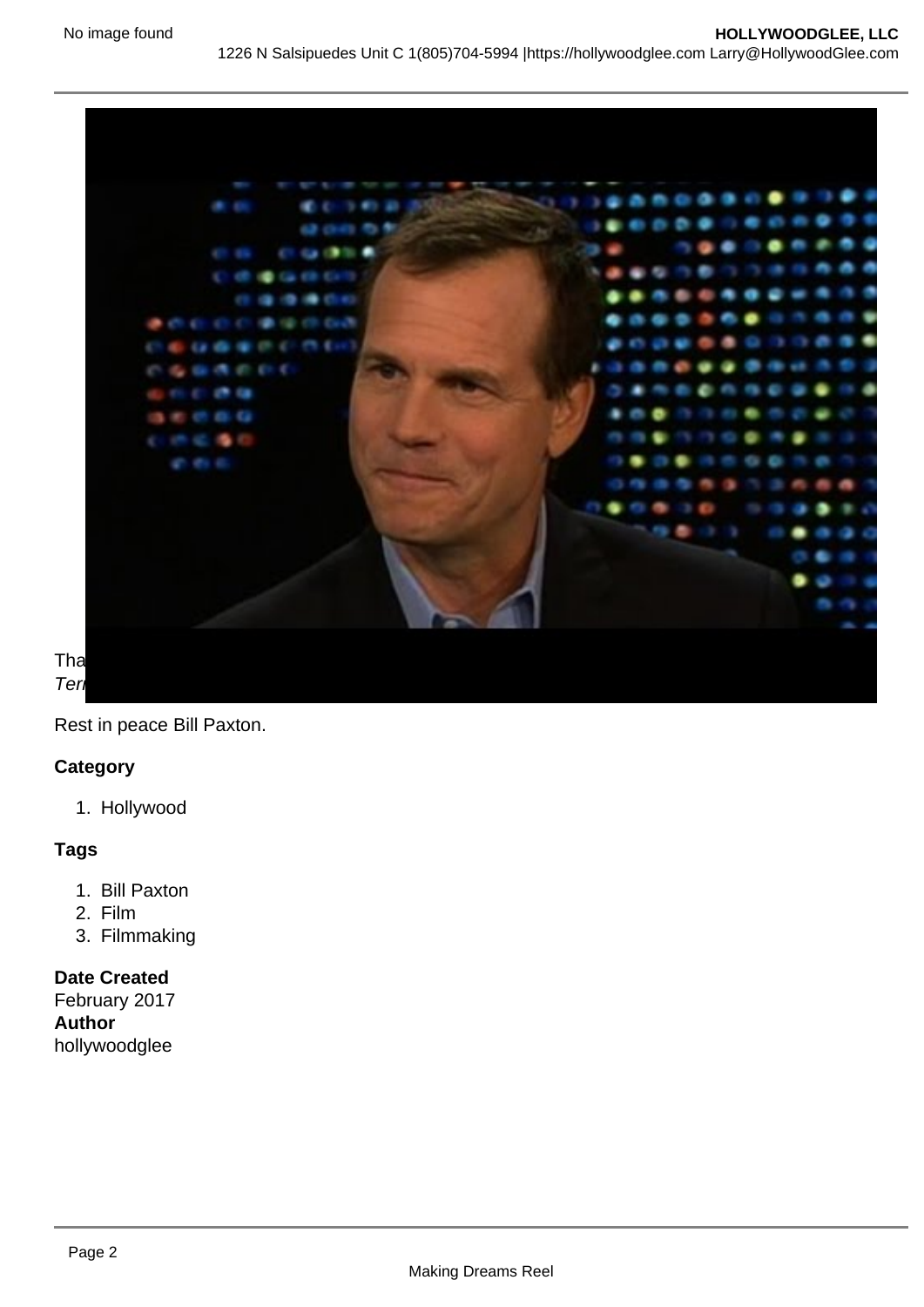Tha

*Ter*

Rest in peace Bill Paxton.

**Category**

1. Hollywood

**Tags**

1. Bill Paxton
2. Film
3. Filmmaking

**Date Created**
February 2017
**Author**
hollywoodglee